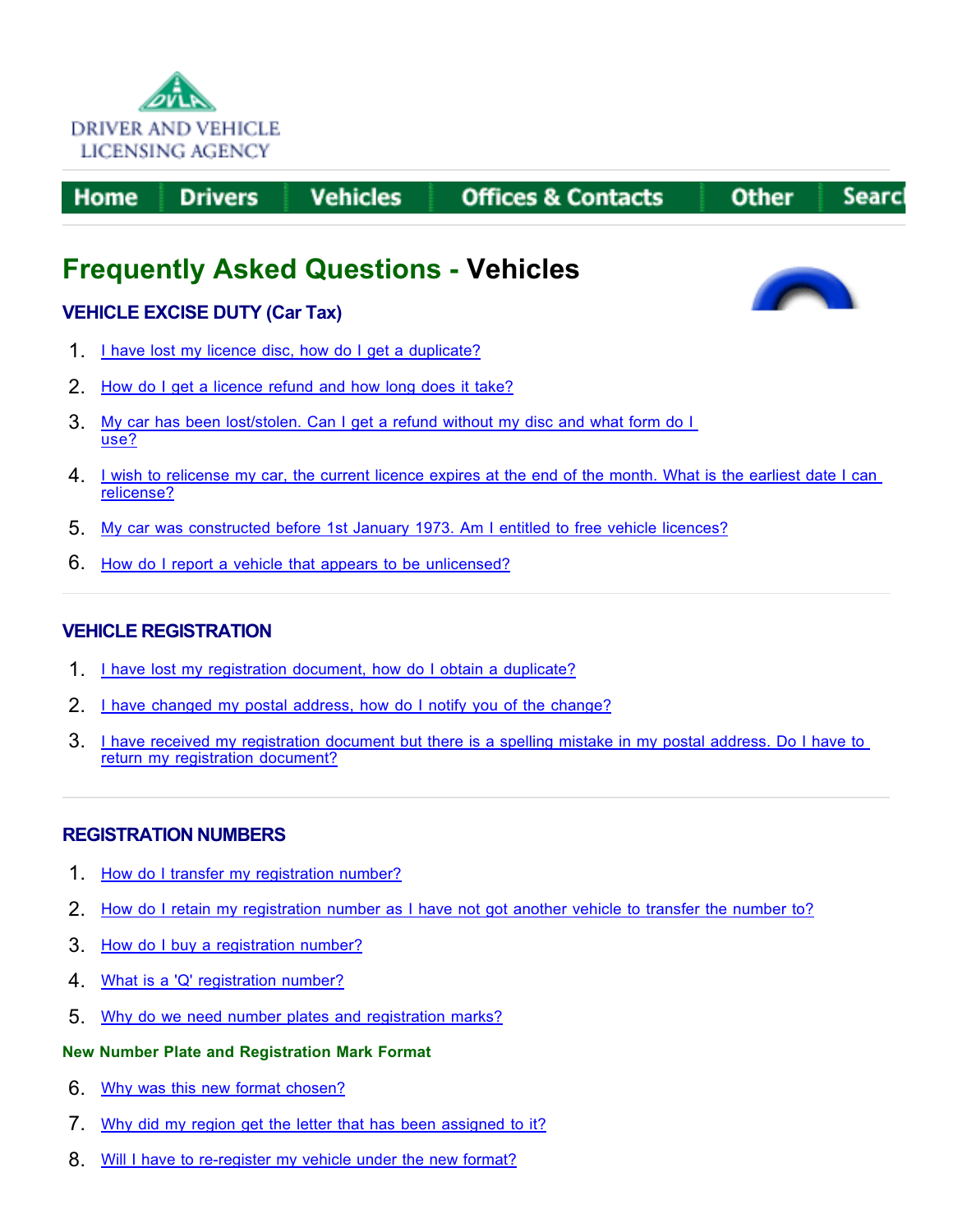DRIVER AND VEHICLE LICENSING AGENCY

Home | Drivers | Vehicles | Offices & Contacts | Other | Search

# Frequently Asked Questions - Vehicles

## VEHICLE EXCISE DUTY (Car Tax)

1. I have lost my licence disc, how do I get a duplicate?
2. How do I get a licence refund and how long does it take?
3. My car has been lost/stolen. Can I get a refund without my disc and what form do I use?
4. I wish to relicense my car, the current licence expires at the end of the month. What is the earliest date I can relicense?
5. My car was constructed before 1st January 1973. Am I entitled to free vehicle licences?
6. How do I report a vehicle that appears to be unlicensed?

## VEHICLE REGISTRATION

1. I have lost my registration document, how do I obtain a duplicate?
2. I have changed my postal address, how do I notify you of the change?
3. I have received my registration document but there is a spelling mistake in my postal address. Do I have to return my registration document?

## REGISTRATION NUMBERS

1. How do I transfer my registration number?
2. How do I retain my registration number as I have not got another vehicle to transfer the number to?
3. How do I buy a registration number?
4. What is a 'Q' registration number?
5. Why do we need number plates and registration marks?

### New Number Plate and Registration Mark Format

6. Why was this new format chosen?
7. Why did my region get the letter that has been assigned to it?
8. Will I have to re-register my vehicle under the new format?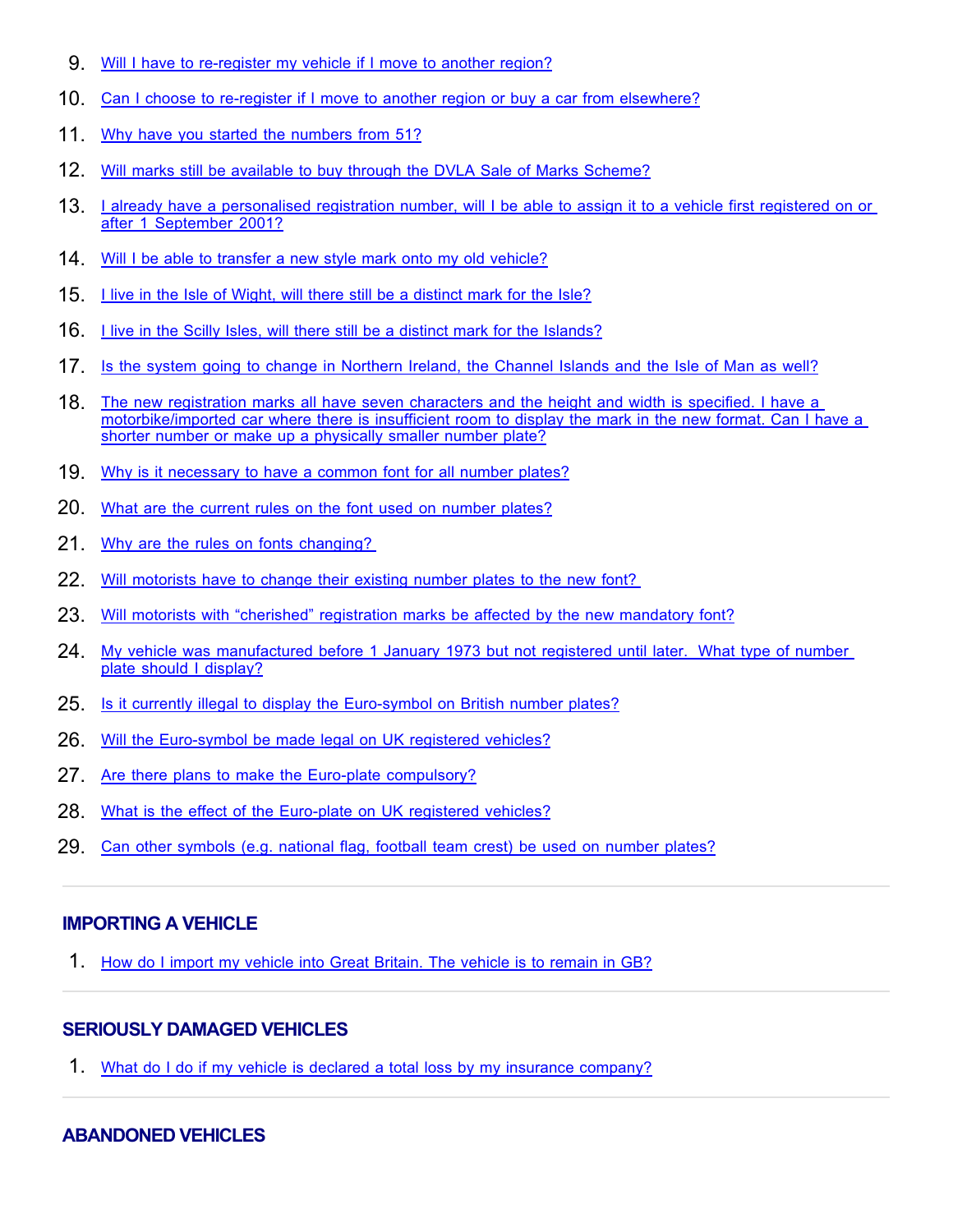9. Will I have to re-register my vehicle if I move to another region?
10. Can I choose to re-register if I move to another region or buy a car from elsewhere?
11. Why have you started the numbers from 51?
12. Will marks still be available to buy through the DVLA Sale of Marks Scheme?
13. I already have a personalised registration number, will I be able to assign it to a vehicle first registered on or after 1 September 2001?
14. Will I be able to transfer a new style mark onto my old vehicle?
15. I live in the Isle of Wight, will there still be a distinct mark for the Isle?
16. I live in the Scilly Isles, will there still be a distinct mark for the Islands?
17. Is the system going to change in Northern Ireland, the Channel Islands and the Isle of Man as well?
18. The new registration marks all have seven characters and the height and width is specified. I have a motorbike/imported car where there is insufficient room to display the mark in the new format. Can I have a shorter number or make up a physically smaller number plate?
19. Why is it necessary to have a common font for all number plates?
20. What are the current rules on the font used on number plates?
21. Why are the rules on fonts changing?
22. Will motorists have to change their existing number plates to the new font?
23. Will motorists with "cherished" registration marks be affected by the new mandatory font?
24. My vehicle was manufactured before 1 January 1973 but not registered until later. What type of number plate should I display?
25. Is it currently illegal to display the Euro-symbol on British number plates?
26. Will the Euro-symbol be made legal on UK registered vehicles?
27. Are there plans to make the Euro-plate compulsory?
28. What is the effect of the Euro-plate on UK registered vehicles?
29. Can other symbols (e.g. national flag, football team crest) be used on number plates?

---

## IMPORTING A VEHICLE

1. How do I import my vehicle into Great Britain. The vehicle is to remain in GB?

---

## SERIOUSLY DAMAGED VEHICLES

1. What do I do if my vehicle is declared a total loss by my insurance company?

---

## ABANDONED VEHICLES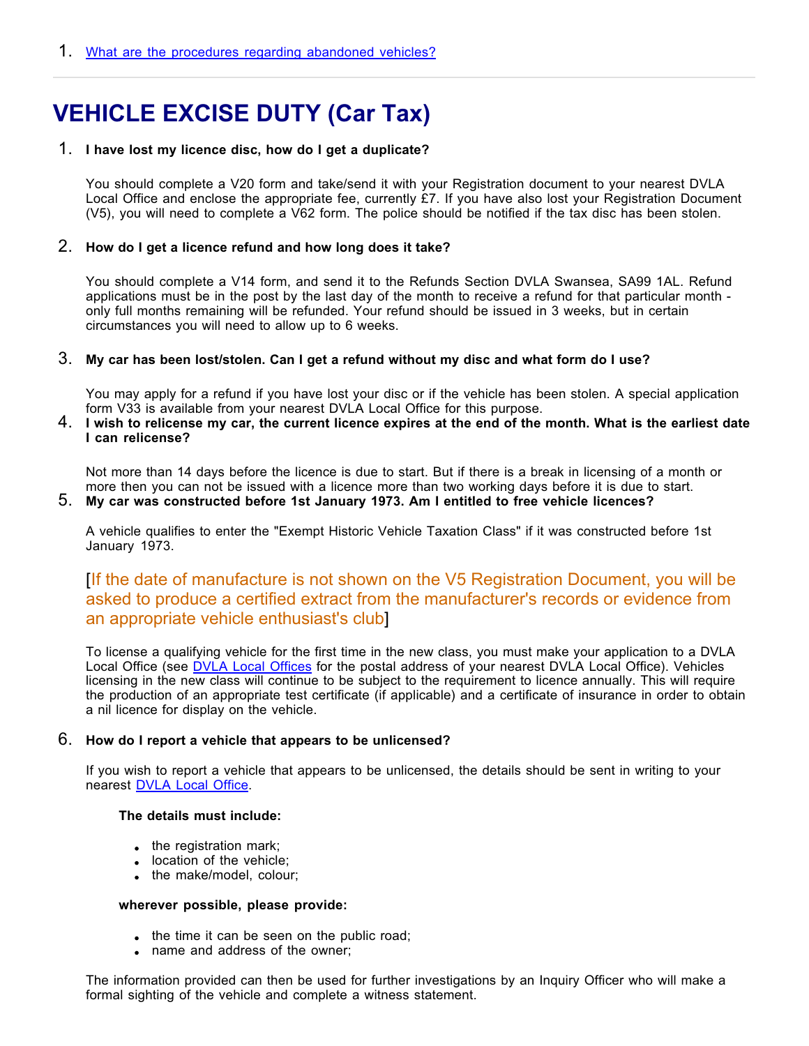1. What are the procedures regarding abandoned vehicles?

---

# VEHICLE EXCISE DUTY (Car Tax)

1. **I have lost my licence disc, how do I get a duplicate?**

   You should complete a V20 form and take/send it with your Registration document to your nearest DVLA Local Office and enclose the appropriate fee, currently £7. If you have also lost your Registration Document (V5), you will need to complete a V62 form. The police should be notified if the tax disc has been stolen.

2. **How do I get a licence refund and how long does it take?**

   You should complete a V14 form, and send it to the Refunds Section DVLA Swansea, SA99 1AL. Refund applications must be in the post by the last day of the month to receive a refund for that particular month - only full months remaining will be refunded. Your refund should be issued in 3 weeks, but in certain circumstances you will need to allow up to 6 weeks.

3. **My car has been lost/stolen. Can I get a refund without my disc and what form do I use?**

   You may apply for a refund if you have lost your disc or if the vehicle has been stolen. A special application form V33 is available from your nearest DVLA Local Office for this purpose.

4. **I wish to relicense my car, the current licence expires at the end of the month. What is the earliest date I can relicense?**

   Not more than 14 days before the licence is due to start. But if there is a break in licensing of a month or more then you can not be issued with a licence more than two working days before it is due to start.

5. **My car was constructed before 1st January 1973. Am I entitled to free vehicle licences?**

   A vehicle qualifies to enter the "Exempt Historic Vehicle Taxation Class" if it was constructed before 1st January 1973.

   [If the date of manufacture is not shown on the V5 Registration Document, you will be asked to produce a certified extract from the manufacturer's records or evidence from an appropriate vehicle enthusiast's club]

   To license a qualifying vehicle for the first time in the new class, you must make your application to a DVLA Local Office (see DVLA Local Offices for the postal address of your nearest DVLA Local Office). Vehicles licensing in the new class will continue to be subject to the requirement to licence annually. This will require the production of an appropriate test certificate (if applicable) and a certificate of insurance in order to obtain a nil licence for display on the vehicle.

6. **How do I report a vehicle that appears to be unlicensed?**

   If you wish to report a vehicle that appears to be unlicensed, the details should be sent in writing to your nearest DVLA Local Office.

   **The details must include:**

   - the registration mark;
   - location of the vehicle;
   - the make/model, colour;

   **wherever possible, please provide:**

   - the time it can be seen on the public road;
   - name and address of the owner;

   The information provided can then be used for further investigations by an Inquiry Officer who will make a formal sighting of the vehicle and complete a witness statement.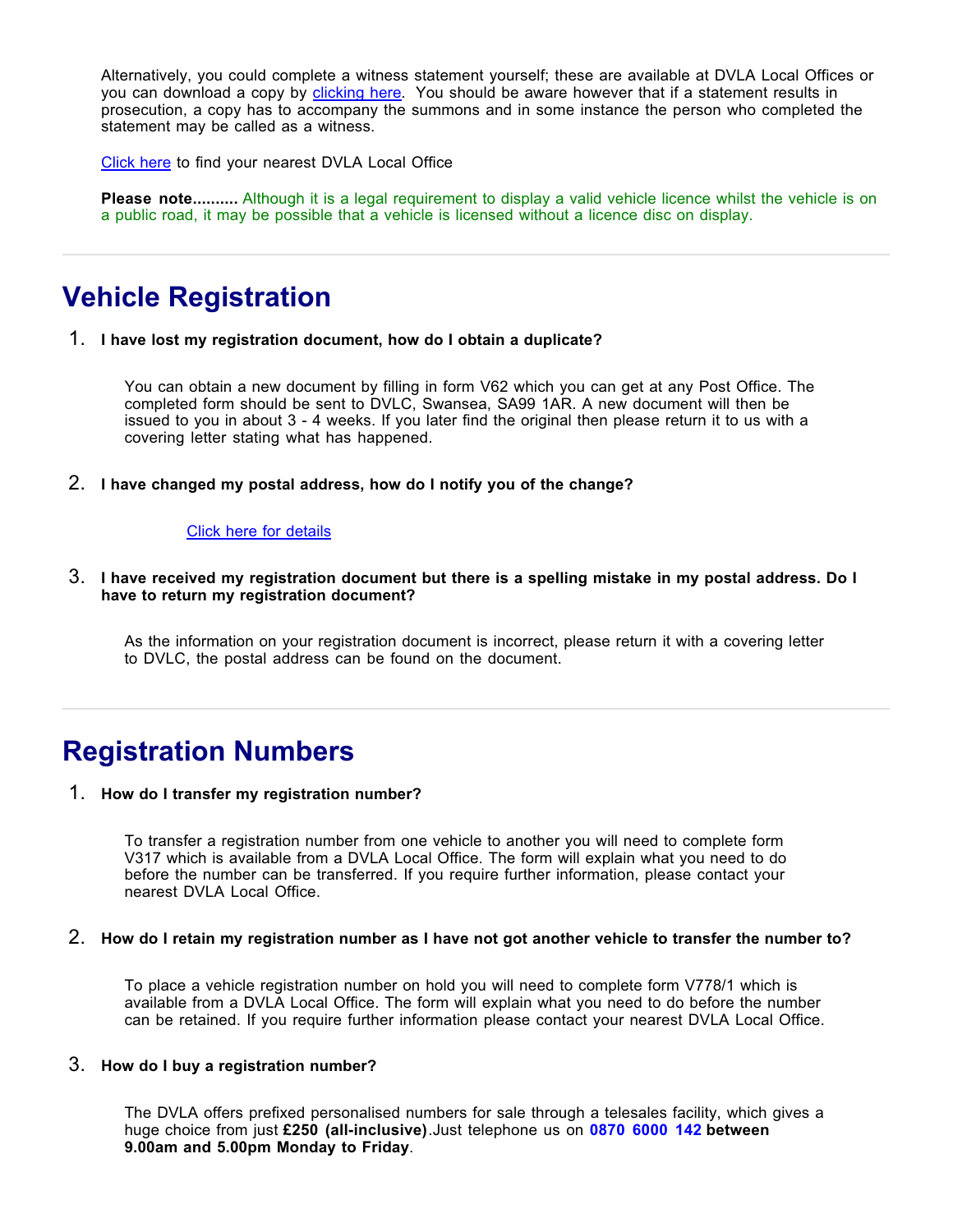Alternatively, you could complete a witness statement yourself; these are available at DVLA Local Offices or you can download a copy by clicking here. You should be aware however that if a statement results in prosecution, a copy has to accompany the summons and in some instance the person who completed the statement may be called as a witness.

Click here to find your nearest DVLA Local Office

**Please note..........** Although it is a legal requirement to display a valid vehicle licence whilst the vehicle is on a public road, it may be possible that a vehicle is licensed without a licence disc on display.

---

# Vehicle Registration

1. **I have lost my registration document, how do I obtain a duplicate?**

   You can obtain a new document by filling in form V62 which you can get at any Post Office. The completed form should be sent to DVLC, Swansea, SA99 1AR. A new document will then be issued to you in about 3 - 4 weeks. If you later find the original then please return it to us with a covering letter stating what has happened.

2. **I have changed my postal address, how do I notify you of the change?**

   Click here for details

3. **I have received my registration document but there is a spelling mistake in my postal address. Do I have to return my registration document?**

   As the information on your registration document is incorrect, please return it with a covering letter to DVLC, the postal address can be found on the document.

---

# Registration Numbers

1. **How do I transfer my registration number?**

   To transfer a registration number from one vehicle to another you will need to complete form V317 which is available from a DVLA Local Office. The form will explain what you need to do before the number can be transferred. If you require further information, please contact your nearest DVLA Local Office.

2. **How do I retain my registration number as I have not got another vehicle to transfer the number to?**

   To place a vehicle registration number on hold you will need to complete form V778/1 which is available from a DVLA Local Office. The form will explain what you need to do before the number can be retained. If you require further information please contact your nearest DVLA Local Office.

3. **How do I buy a registration number?**

   The DVLA offers prefixed personalised numbers for sale through a telesales facility, which gives a huge choice from just **£250 (all-inclusive)**.Just telephone us on **0870 6000 142** **between 9.00am and 5.00pm Monday to Friday**.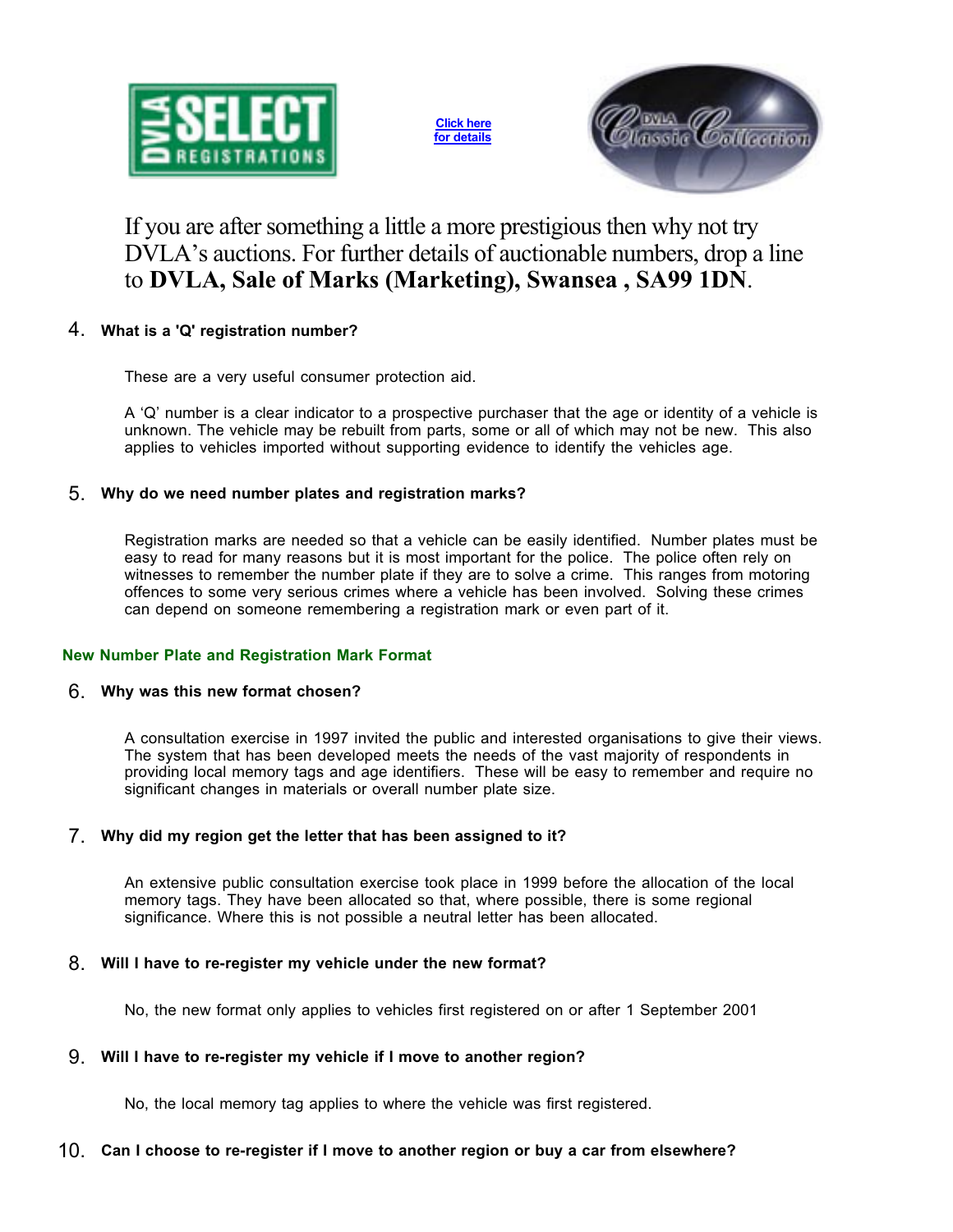[Click here for details](#)

If you are after something a little a more prestigious then why not try DVLA's auctions. For further details of auctionable numbers, drop a line to **DVLA, Sale of Marks (Marketing), Swansea , SA99 1DN**.

4. **What is a 'Q' registration number?**

   These are a very useful consumer protection aid.

   A 'Q' number is a clear indicator to a prospective purchaser that the age or identity of a vehicle is unknown. The vehicle may be rebuilt from parts, some or all of which may not be new. This also applies to vehicles imported without supporting evidence to identify the vehicles age.

5. **Why do we need number plates and registration marks?**

   Registration marks are needed so that a vehicle can be easily identified. Number plates must be easy to read for many reasons but it is most important for the police. The police often rely on witnesses to remember the number plate if they are to solve a crime. This ranges from motoring offences to some very serious crimes where a vehicle has been involved. Solving these crimes can depend on someone remembering a registration mark or even part of it.

### New Number Plate and Registration Mark Format

6. **Why was this new format chosen?**

   A consultation exercise in 1997 invited the public and interested organisations to give their views. The system that has been developed meets the needs of the vast majority of respondents in providing local memory tags and age identifiers. These will be easy to remember and require no significant changes in materials or overall number plate size.

7. **Why did my region get the letter that has been assigned to it?**

   An extensive public consultation exercise took place in 1999 before the allocation of the local memory tags. They have been allocated so that, where possible, there is some regional significance. Where this is not possible a neutral letter has been allocated.

8. **Will I have to re-register my vehicle under the new format?**

   No, the new format only applies to vehicles first registered on or after 1 September 2001

9. **Will I have to re-register my vehicle if I move to another region?**

   No, the local memory tag applies to where the vehicle was first registered.

10. **Can I choose to re-register if I move to another region or buy a car from elsewhere?**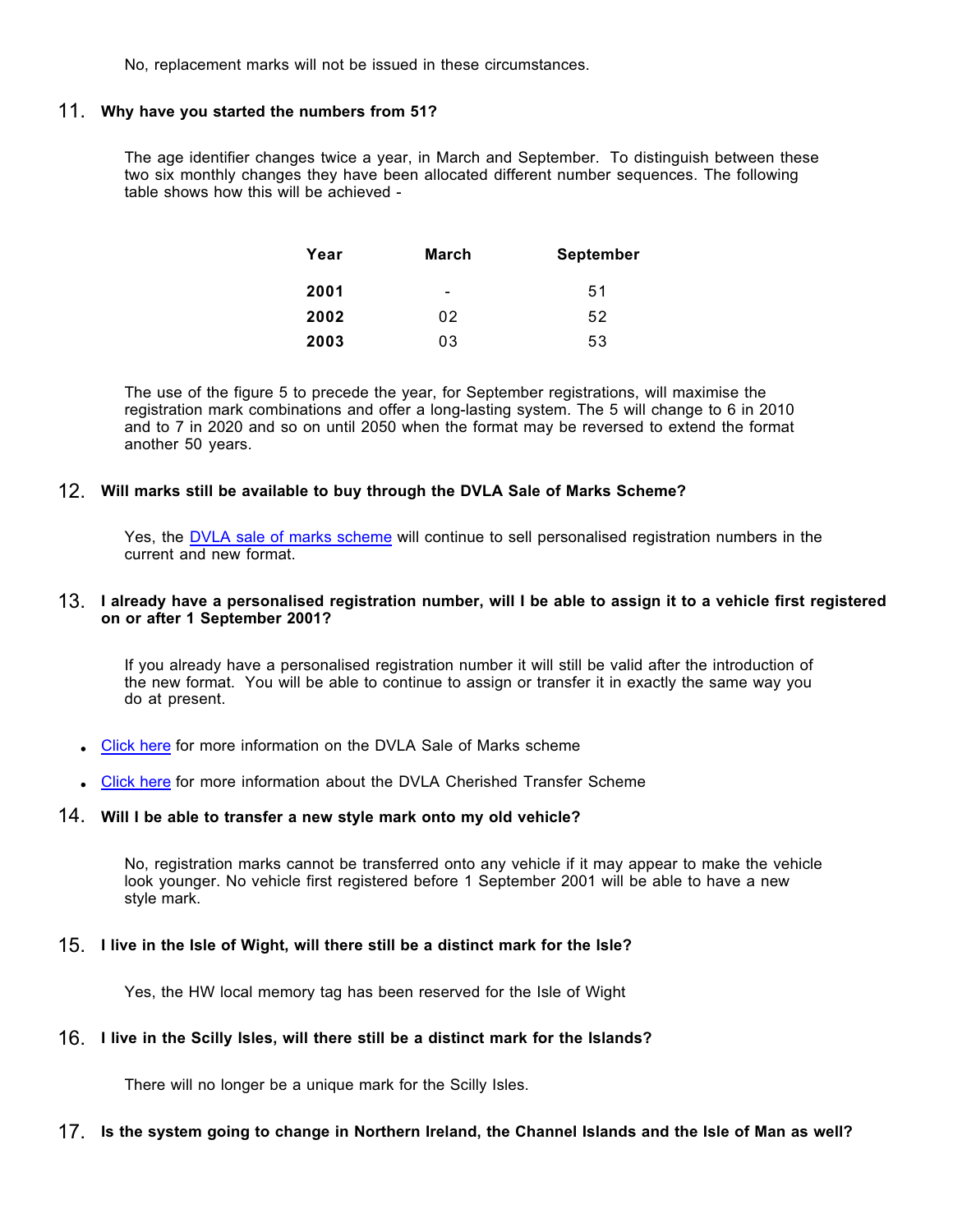No, replacement marks will not be issued in these circumstances.

### 11. Why have you started the numbers from 51?

The age identifier changes twice a year, in March and September. To distinguish between these two six monthly changes they have been allocated different number sequences. The following table shows how this will be achieved -

| Year | March | September |
|---|---|---|
| **2001** | - | 51 |
| **2002** | 02 | 52 |
| **2003** | 03 | 53 |

The use of the figure 5 to precede the year, for September registrations, will maximise the registration mark combinations and offer a long-lasting system. The 5 will change to 6 in 2010 and to 7 in 2020 and so on until 2050 when the format may be reversed to extend the format another 50 years.

### 12. Will marks still be available to buy through the DVLA Sale of Marks Scheme?

Yes, the DVLA sale of marks scheme will continue to sell personalised registration numbers in the current and new format.

### 13. I already have a personalised registration number, will I be able to assign it to a vehicle first registered on or after 1 September 2001?

If you already have a personalised registration number it will still be valid after the introduction of the new format. You will be able to continue to assign or transfer it in exactly the same way you do at present.

- Click here for more information on the DVLA Sale of Marks scheme
- Click here for more information about the DVLA Cherished Transfer Scheme

### 14. Will I be able to transfer a new style mark onto my old vehicle?

No, registration marks cannot be transferred onto any vehicle if it may appear to make the vehicle look younger. No vehicle first registered before 1 September 2001 will be able to have a new style mark.

### 15. I live in the Isle of Wight, will there still be a distinct mark for the Isle?

Yes, the HW local memory tag has been reserved for the Isle of Wight

### 16. I live in the Scilly Isles, will there still be a distinct mark for the Islands?

There will no longer be a unique mark for the Scilly Isles.

### 17. Is the system going to change in Northern Ireland, the Channel Islands and the Isle of Man as well?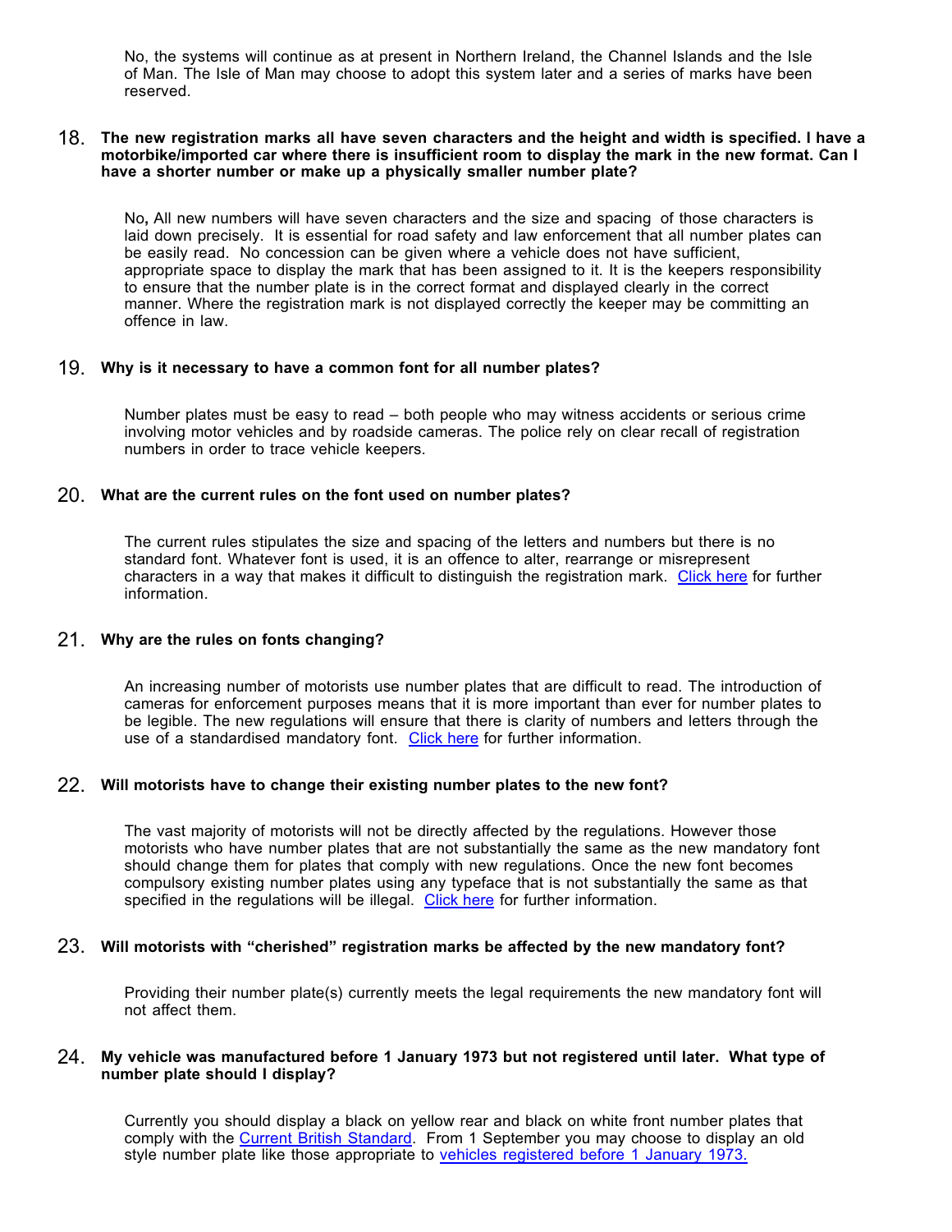No, the systems will continue as at present in Northern Ireland, the Channel Islands and the Isle of Man. The Isle of Man may choose to adopt this system later and a series of marks have been reserved.

**18. The new registration marks all have seven characters and the height and width is specified. I have a motorbike/imported car where there is insufficient room to display the mark in the new format. Can I have a shorter number or make up a physically smaller number plate?**

No**,** All new numbers will have seven characters and the size and spacing of those characters is laid down precisely. It is essential for road safety and law enforcement that all number plates can be easily read. No concession can be given where a vehicle does not have sufficient, appropriate space to display the mark that has been assigned to it. It is the keepers responsibility to ensure that the number plate is in the correct format and displayed clearly in the correct manner. Where the registration mark is not displayed correctly the keeper may be committing an offence in law.

**19. Why is it necessary to have a common font for all number plates?**

Number plates must be easy to read – both people who may witness accidents or serious crime involving motor vehicles and by roadside cameras. The police rely on clear recall of registration numbers in order to trace vehicle keepers.

**20. What are the current rules on the font used on number plates?**

The current rules stipulates the size and spacing of the letters and numbers but there is no standard font. Whatever font is used, it is an offence to alter, rearrange or misrepresent characters in a way that makes it difficult to distinguish the registration mark. Click here for further information.

**21. Why are the rules on fonts changing?**

An increasing number of motorists use number plates that are difficult to read. The introduction of cameras for enforcement purposes means that it is more important than ever for number plates to be legible. The new regulations will ensure that there is clarity of numbers and letters through the use of a standardised mandatory font. Click here for further information.

**22. Will motorists have to change their existing number plates to the new font?**

The vast majority of motorists will not be directly affected by the regulations. However those motorists who have number plates that are not substantially the same as the new mandatory font should change them for plates that comply with new regulations. Once the new font becomes compulsory existing number plates using any typeface that is not substantially the same as that specified in the regulations will be illegal. Click here for further information.

**23. Will motorists with "cherished" registration marks be affected by the new mandatory font?**

Providing their number plate(s) currently meets the legal requirements the new mandatory font will not affect them.

**24. My vehicle was manufactured before 1 January 1973 but not registered until later. What type of number plate should I display?**

Currently you should display a black on yellow rear and black on white front number plates that comply with the Current British Standard. From 1 September you may choose to display an old style number plate like those appropriate to vehicles registered before 1 January 1973.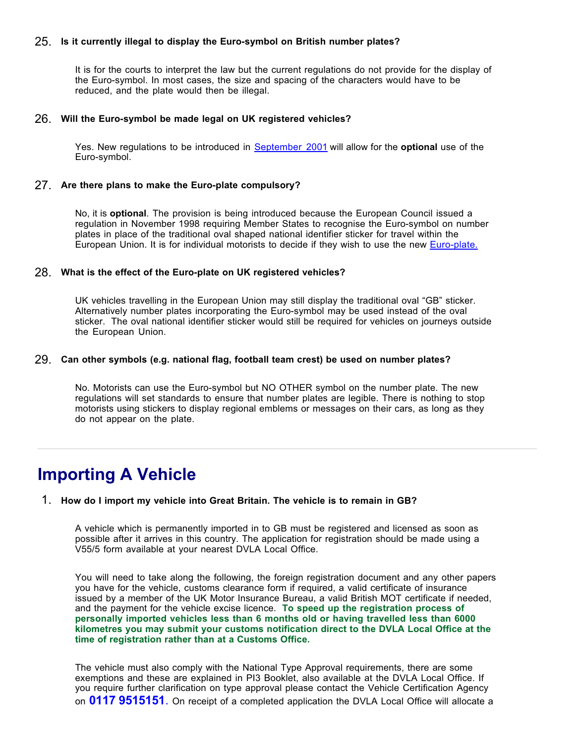25. **Is it currently illegal to display the Euro-symbol on British number plates?**

    It is for the courts to interpret the law but the current regulations do not provide for the display of the Euro-symbol. In most cases, the size and spacing of the characters would have to be reduced, and the plate would then be illegal.

26. **Will the Euro-symbol be made legal on UK registered vehicles?**

    Yes. New regulations to be introduced in [September 2001]() will allow for the **optional** use of the Euro-symbol.

27. **Are there plans to make the Euro-plate compulsory?**

    No, it is **optional**. The provision is being introduced because the European Council issued a regulation in November 1998 requiring Member States to recognise the Euro-symbol on number plates in place of the traditional oval shaped national identifier sticker for travel within the European Union. It is for individual motorists to decide if they wish to use the new [Euro-plate.]()

28. **What is the effect of the Euro-plate on UK registered vehicles?**

    UK vehicles travelling in the European Union may still display the traditional oval "GB" sticker. Alternatively number plates incorporating the Euro-symbol may be used instead of the oval sticker. The oval national identifier sticker would still be required for vehicles on journeys outside the European Union.

29. **Can other symbols (e.g. national flag, football team crest) be used on number plates?**

    No. Motorists can use the Euro-symbol but NO OTHER symbol on the number plate. The new regulations will set standards to ensure that number plates are legible. There is nothing to stop motorists using stickers to display regional emblems or messages on their cars, as long as they do not appear on the plate.

---

# Importing A Vehicle

1. **How do I import my vehicle into Great Britain. The vehicle is to remain in GB?**

    A vehicle which is permanently imported in to GB must be registered and licensed as soon as possible after it arrives in this country. The application for registration should be made using a V55/5 form available at your nearest DVLA Local Office.

    You will need to take along the following, the foreign registration document and any other papers you have for the vehicle, customs clearance form if required, a valid certificate of insurance issued by a member of the UK Motor Insurance Bureau, a valid British MOT certificate if needed, and the payment for the vehicle excise licence. **To speed up the registration process of personally imported vehicles less than 6 months old or having travelled less than 6000 kilometres you may submit your customs notification direct to the DVLA Local Office at the time of registration rather than at a Customs Office.**

    The vehicle must also comply with the National Type Approval requirements, there are some exemptions and these are explained in PI3 Booklet, also available at the DVLA Local Office. If you require further clarification on type approval please contact the Vehicle Certification Agency on **0117 9515151**. On receipt of a completed application the DVLA Local Office will allocate a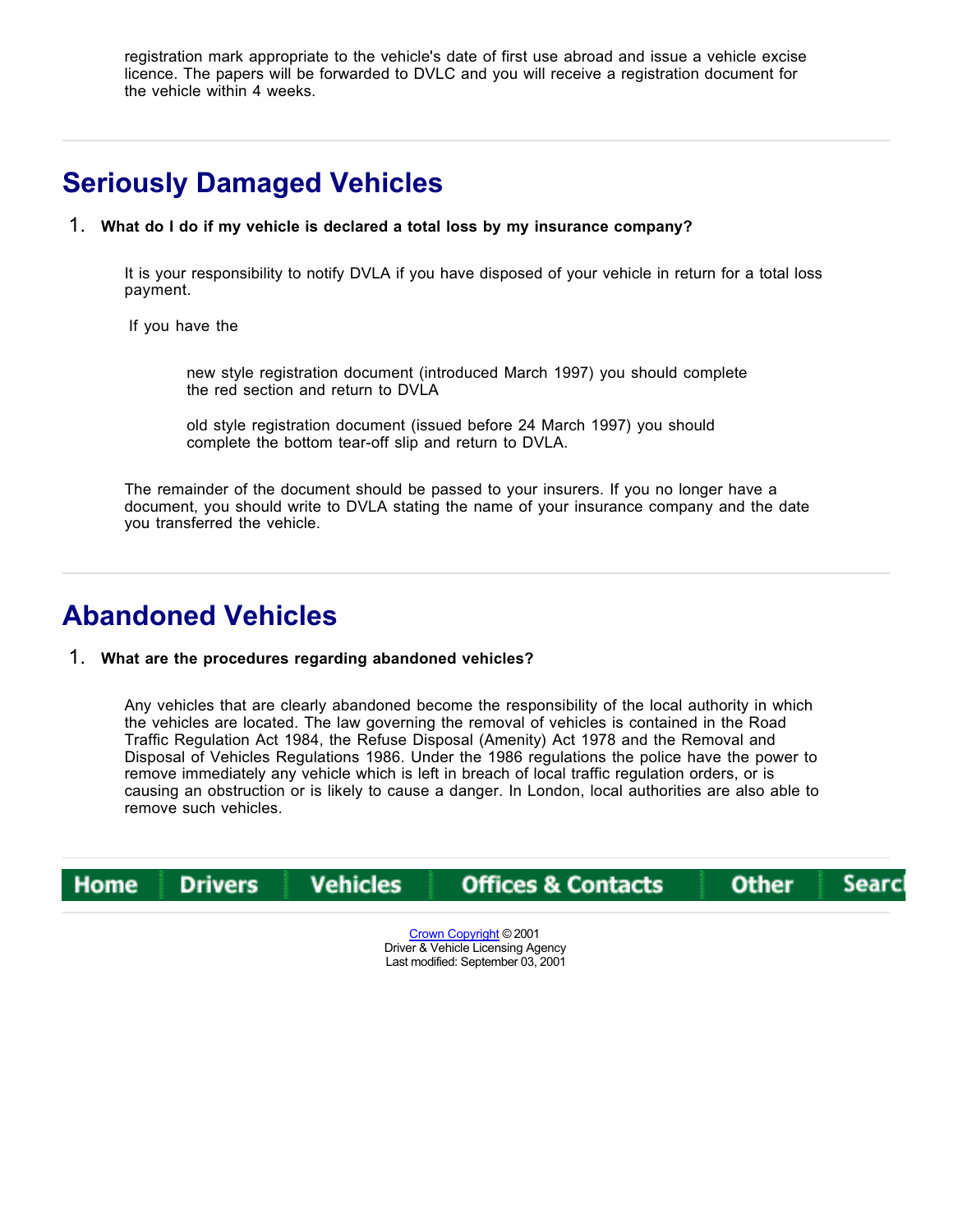registration mark appropriate to the vehicle's date of first use abroad and issue a vehicle excise licence. The papers will be forwarded to DVLC and you will receive a registration document for the vehicle within 4 weeks.

---

# Seriously Damaged Vehicles

1. **What do I do if my vehicle is declared a total loss by my insurance company?**

   It is your responsibility to notify DVLA if you have disposed of your vehicle in return for a total loss payment.

   If you have the

   - new style registration document (introduced March 1997) you should complete the red section and return to DVLA
   - old style registration document (issued before 24 March 1997) you should complete the bottom tear-off slip and return to DVLA.

   The remainder of the document should be passed to your insurers. If you no longer have a document, you should write to DVLA stating the name of your insurance company and the date you transferred the vehicle.

---

# Abandoned Vehicles

1. **What are the procedures regarding abandoned vehicles?**

   Any vehicles that are clearly abandoned become the responsibility of the local authority in which the vehicles are located. The law governing the removal of vehicles is contained in the Road Traffic Regulation Act 1984, the Refuse Disposal (Amenity) Act 1978 and the Removal and Disposal of Vehicles Regulations 1986. Under the 1986 regulations the police have the power to remove immediately any vehicle which is left in breach of local traffic regulation orders, or is causing an obstruction or is likely to cause a danger. In London, local authorities are also able to remove such vehicles.

---

Home | Drivers | Vehicles | Offices & Contacts | Other | Search

---

Crown Copyright © 2001
Driver & Vehicle Licensing Agency
Last modified: September 03, 2001